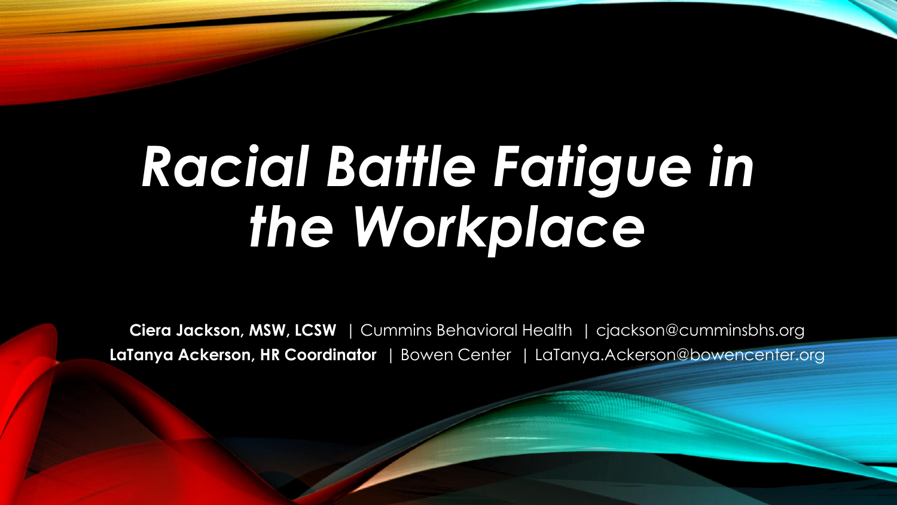# *Racial Battle Fatigue in the Workplace*

**Ciera Jackson, MSW, LCSW** | Cummins Behavioral Health | cjackson@cumminsbhs.org
**LaTanya Ackerson, HR Coordinator** | Bowen Center | LaTanya.Ackerson@bowencenter.org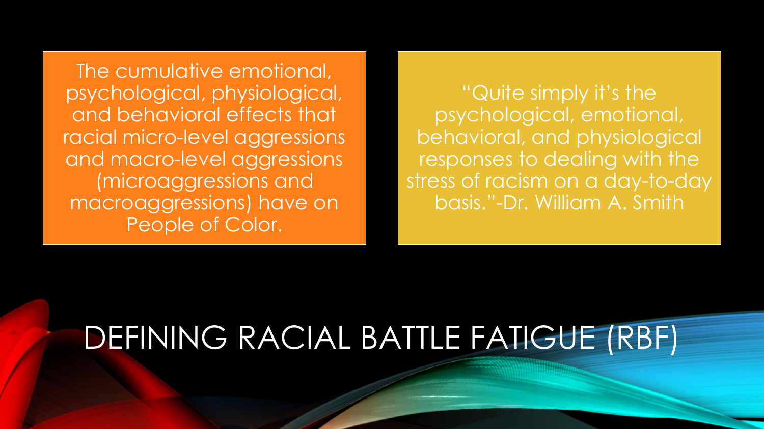# DEFINING RACIAL BATTLE FATIGUE (RBF)

The cumulative emotional, psychological, physiological, and behavioral effects that racial micro-level aggressions and macro-level aggressions (microaggressions and macroaggressions) have on People of Color.

"Quite simply it's the psychological, emotional, behavioral, and physiological responses to dealing with the stress of racism on a day-to-day basis."-Dr. William A. Smith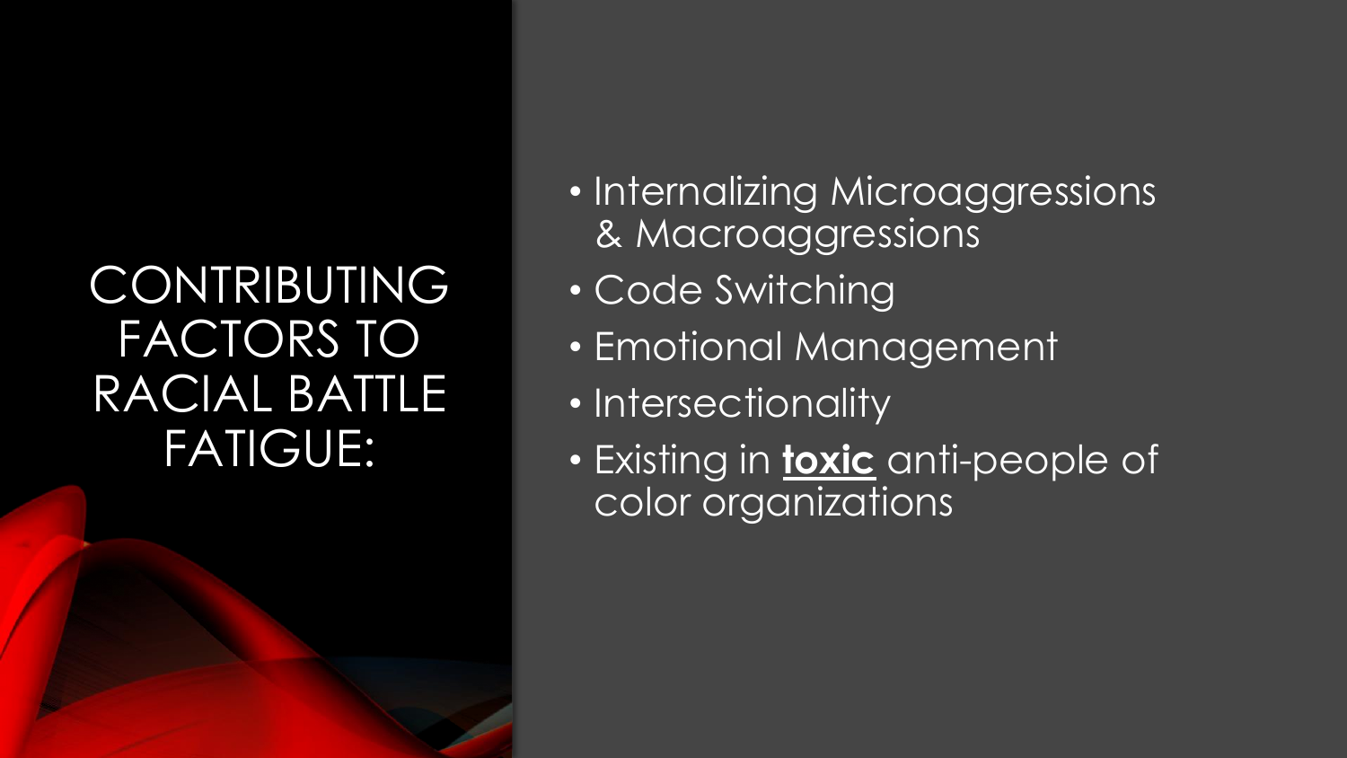# CONTRIBUTING FACTORS TO RACIAL BATTLE FATIGUE:

- Internalizing Microaggressions & Macroaggressions
- Code Switching
- Emotional Management
- Intersectionality
- Existing in **toxic** anti-people of color organizations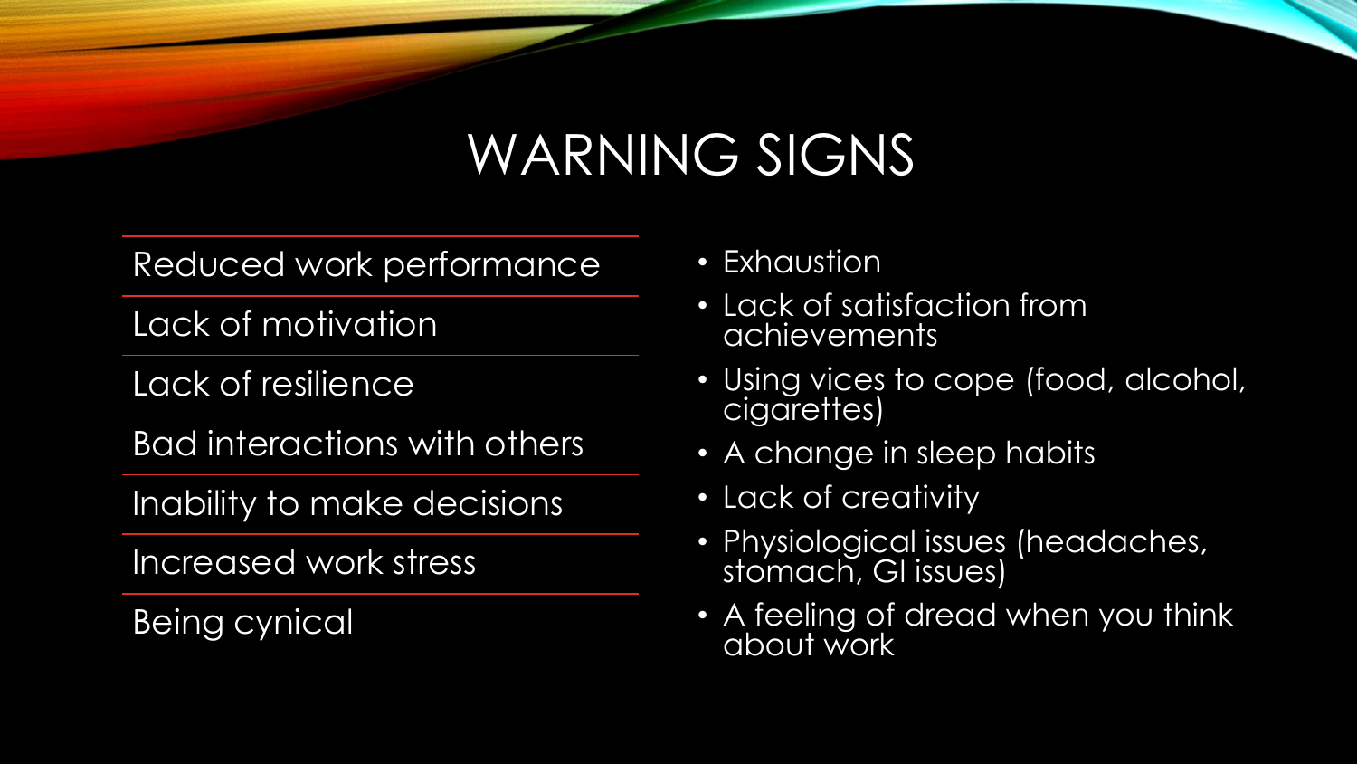# WARNING SIGNS

- Reduced work performance
- Lack of motivation
- Lack of resilience
- Bad interactions with others
- Inability to make decisions
- Increased work stress
- Being cynical

- Exhaustion
- Lack of satisfaction from achievements
- Using vices to cope (food, alcohol, cigarettes)
- A change in sleep habits
- Lack of creativity
- Physiological issues (headaches, stomach, GI issues)
- A feeling of dread when you think about work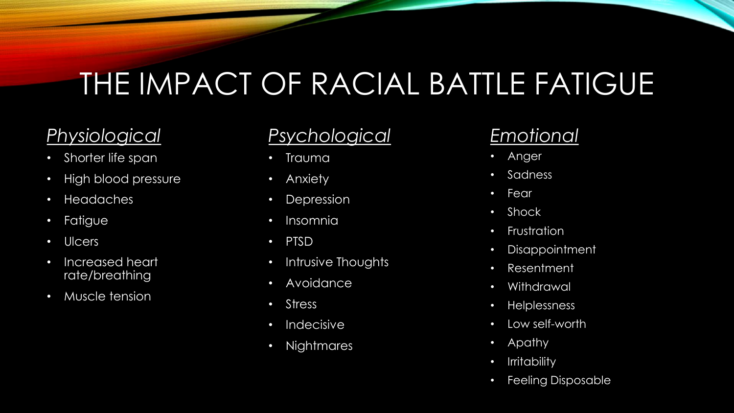# THE IMPACT OF RACIAL BATTLE FATIGUE

## *Physiological*

- Shorter life span
- High blood pressure
- Headaches
- Fatigue
- Ulcers
- Increased heart rate/breathing
- Muscle tension

## *Psychological*

- Trauma
- Anxiety
- Depression
- Insomnia
- PTSD
- Intrusive Thoughts
- Avoidance
- Stress
- Indecisive
- Nightmares

## *Emotional*

- Anger
- Sadness
- Fear
- Shock
- Frustration
- Disappointment
- Resentment
- Withdrawal
- Helplessness
- Low self-worth
- Apathy
- Irritability
- Feeling Disposable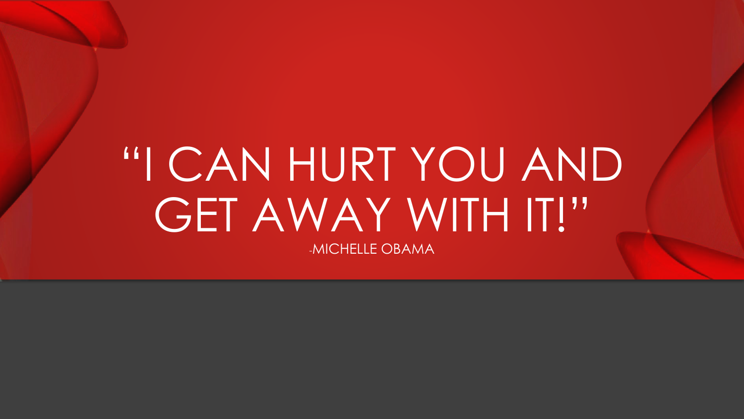# "I CAN HURT YOU AND GET AWAY WITH IT!"

-MICHELLE OBAMA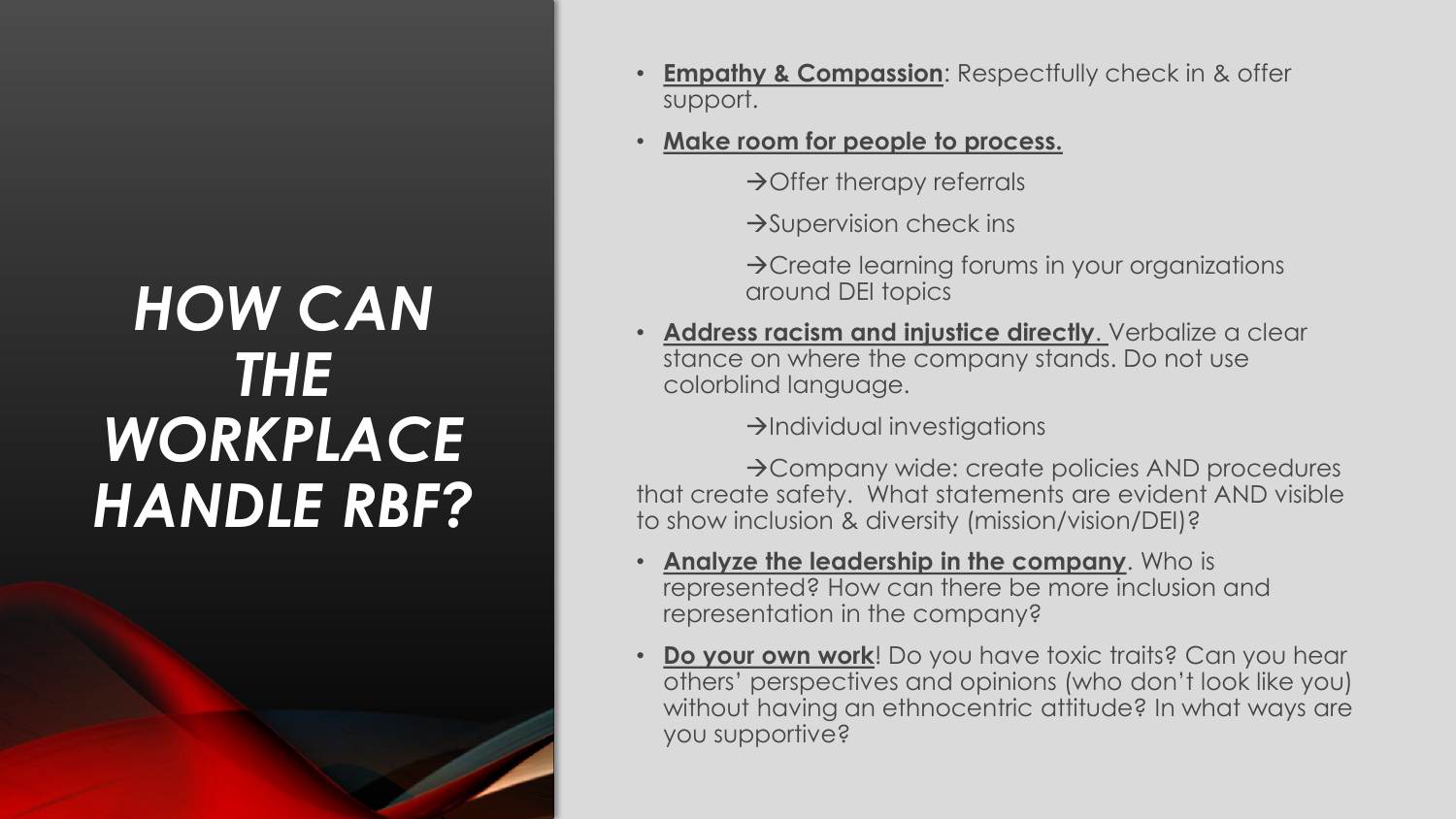# *HOW CAN THE WORKPLACE HANDLE RBF?*

- **Empathy & Compassion**: Respectfully check in & offer support.
- **Make room for people to process.**
  - →Offer therapy referrals
  - →Supervision check ins
  - →Create learning forums in your organizations around DEI topics
- **Address racism and injustice directly**. Verbalize a clear stance on where the company stands. Do not use colorblind language.
  - →Individual investigations
  - →Company wide: create policies AND procedures that create safety. What statements are evident AND visible to show inclusion & diversity (mission/vision/DEI)?
- **Analyze the leadership in the company**. Who is represented? How can there be more inclusion and representation in the company?
- **Do your own work**! Do you have toxic traits? Can you hear others' perspectives and opinions (who don't look like you) without having an ethnocentric attitude? In what ways are you supportive?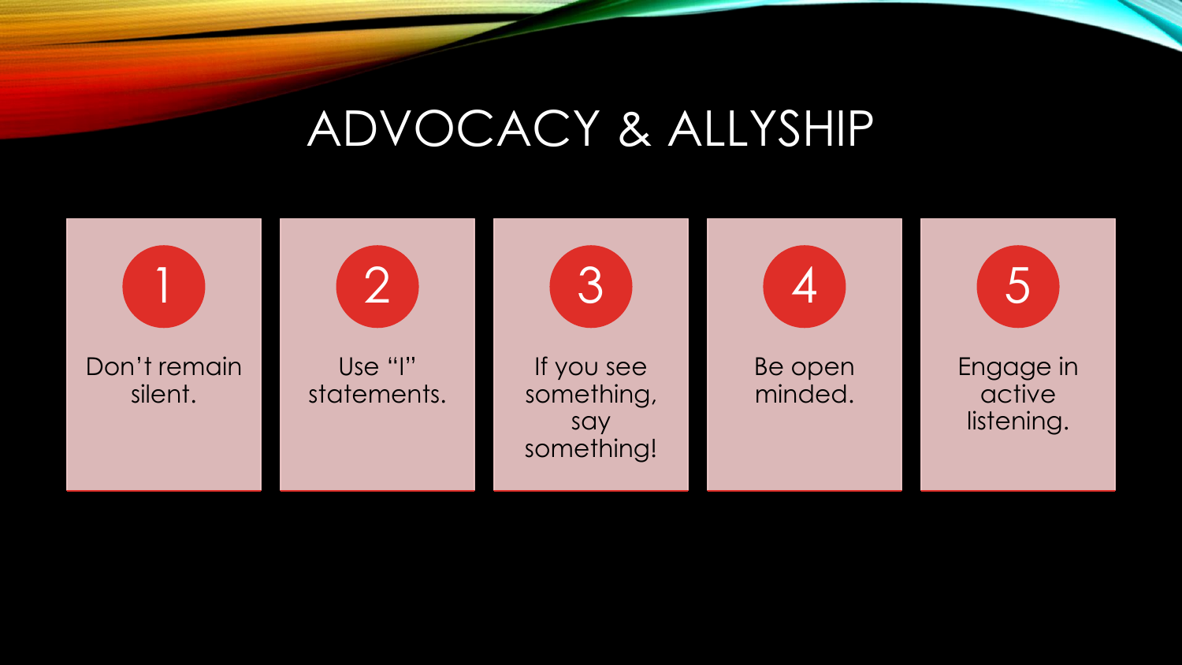# ADVOCACY & ALLYSHIP

1. Don't remain silent.
2. Use "I" statements.
3. If you see something, say something!
4. Be open minded.
5. Engage in active listening.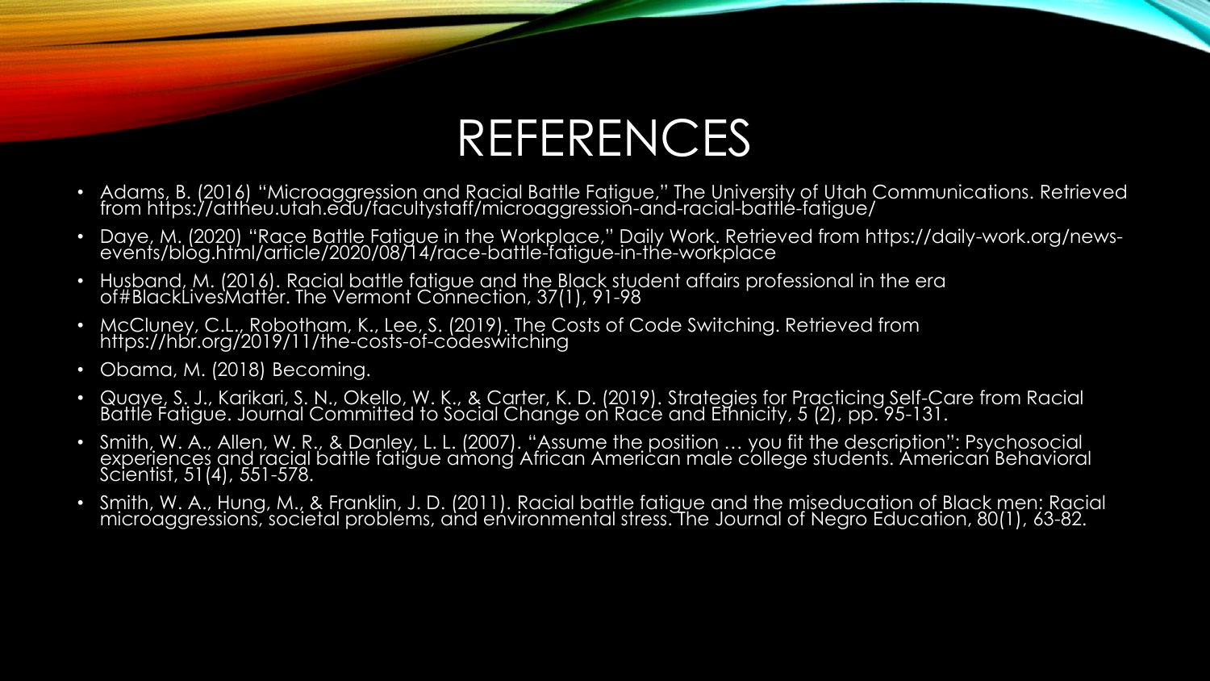# REFERENCES

- Adams, B. (2016) "Microaggression and Racial Battle Fatigue," The University of Utah Communications. Retrieved from https://attheu.utah.edu/facultystaff/microaggression-and-racial-battle-fatigue/
- Daye, M. (2020) "Race Battle Fatigue in the Workplace," Daily Work. Retrieved from https://daily-work.org/news-events/blog.html/article/2020/08/14/race-battle-fatigue-in-the-workplace
- Husband, M. (2016). Racial battle fatigue and the Black student affairs professional in the era of#BlackLivesMatter. The Vermont Connection, 37(1), 91-98
- McCluney, C.L., Robotham, K., Lee, S. (2019). The Costs of Code Switching. Retrieved from https://hbr.org/2019/11/the-costs-of-codeswitching
- Obama, M. (2018) Becoming.
- Quaye, S. J., Karikari, S. N., Okello, W. K., & Carter, K. D. (2019). Strategies for Practicing Self-Care from Racial Battle Fatigue. Journal Committed to Social Change on Race and Ethnicity, 5 (2), pp. 95-131.
- Smith, W. A., Allen, W. R., & Danley, L. L. (2007). "Assume the position … you fit the description": Psychosocial experiences and racial battle fatigue among African American male college students. American Behavioral Scientist, 51(4), 551-578.
- Smith, W. A., Hung, M., & Franklin, J. D. (2011). Racial battle fatigue and the miseducation of Black men: Racial microaggressions, societal problems, and environmental stress. The Journal of Negro Education, 80(1), 63-82.